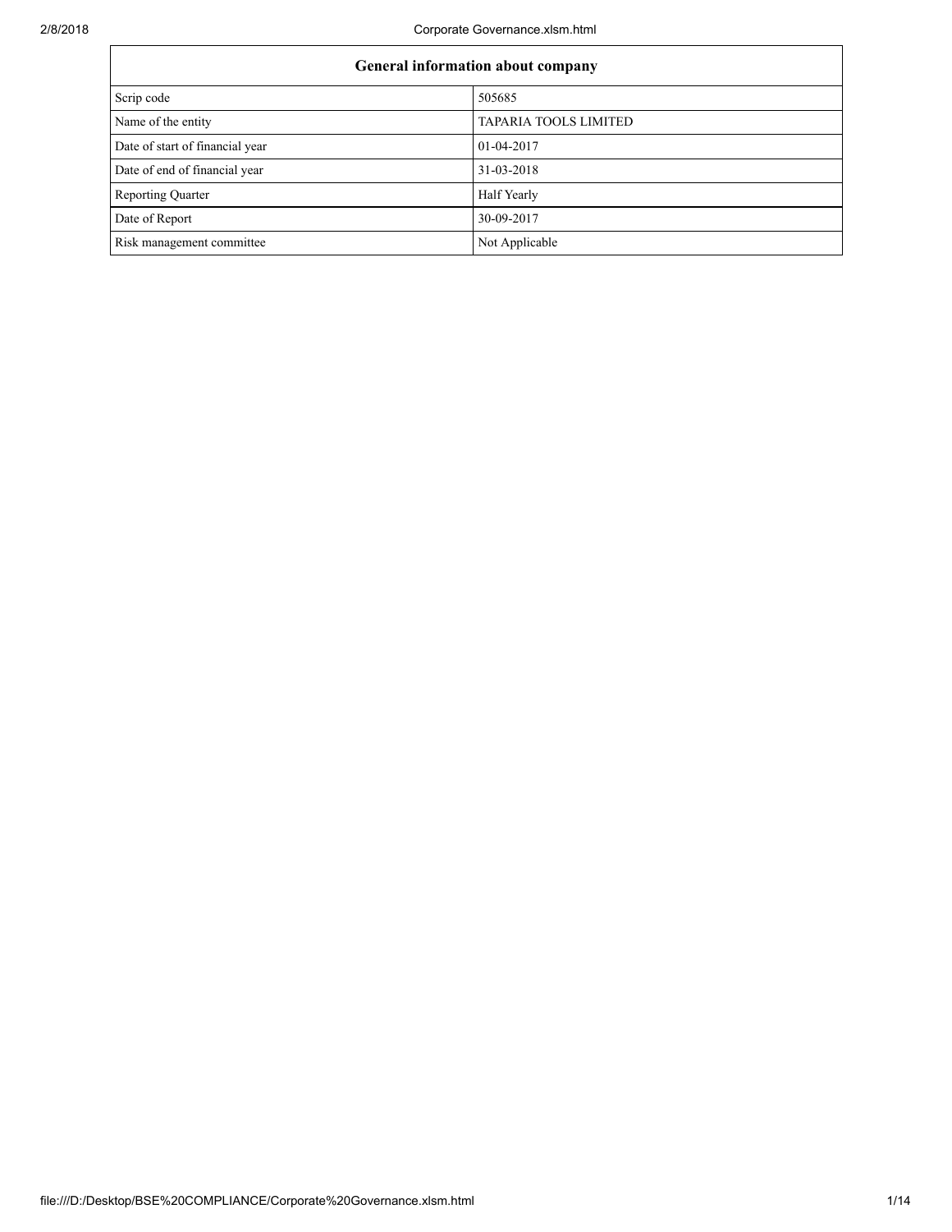| General information about company | |
|---|---|
| Scrip code | 505685 |
| Name of the entity | TAPARIA TOOLS LIMITED |
| Date of start of financial year | 01-04-2017 |
| Date of end of financial year | 31-03-2018 |
| Reporting Quarter | Half Yearly |
| Date of Report | 30-09-2017 |
| Risk management committee | Not Applicable |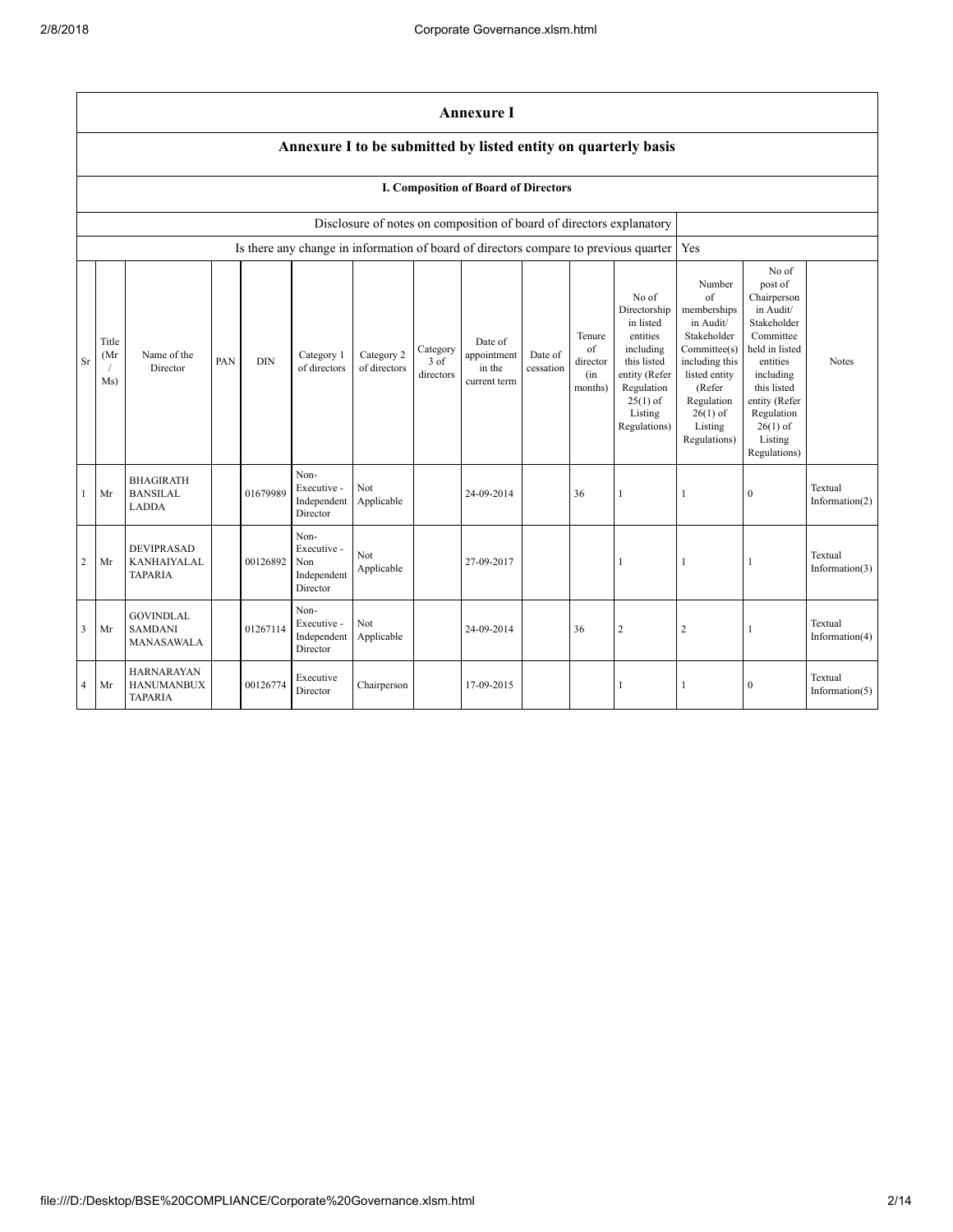# Annexure I

## Annexure I to be submitted by listed entity on quarterly basis

### I. Composition of Board of Directors

| Disclosure of notes on composition of board of directors explanatory | |
|---|---|
| Is there any change in information of board of directors compare to previous quarter | Yes |

| Sr | Title (Mr / Ms) | Name of the Director | PAN | DIN | Category 1 of directors | Category 2 of directors | Category 3 of directors | Date of appointment in the current term | Date of cessation | Tenure of director (in months) | No of Directorship in listed entities including this listed entity (Refer Regulation 25(1) of Listing Regulations) | Number of memberships in Audit/ Stakeholder Committee(s) including this listed entity (Refer Regulation 26(1) of Listing Regulations) | No of post of Chairperson in Audit/ Stakeholder Committee held in listed entities including this listed entity (Refer Regulation 26(1) of Listing Regulations) | Notes |
|---|---|---|---|---|---|---|---|---|---|---|---|---|---|---|
| 1 | Mr | BHAGIRATH BANSILAL LADDA | | 01679989 | Non-Executive - Independent Director | Not Applicable | | 24-09-2014 | | 36 | 1 | 1 | 0 | Textual Information(2) |
| 2 | Mr | DEVIPRASAD KANHAIYALAL TAPARIA | | 00126892 | Non-Executive - Non Independent Director | Not Applicable | | 27-09-2017 | | | 1 | 1 | 1 | Textual Information(3) |
| 3 | Mr | GOVINDLAL SAMDANI MANASAWALA | | 01267114 | Non-Executive - Independent Director | Not Applicable | | 24-09-2014 | | 36 | 2 | 2 | 1 | Textual Information(4) |
| 4 | Mr | HARNARAYAN HANUMANBUX TAPARIA | | 00126774 | Executive Director | Chairperson | | 17-09-2015 | | | 1 | 1 | 0 | Textual Information(5) |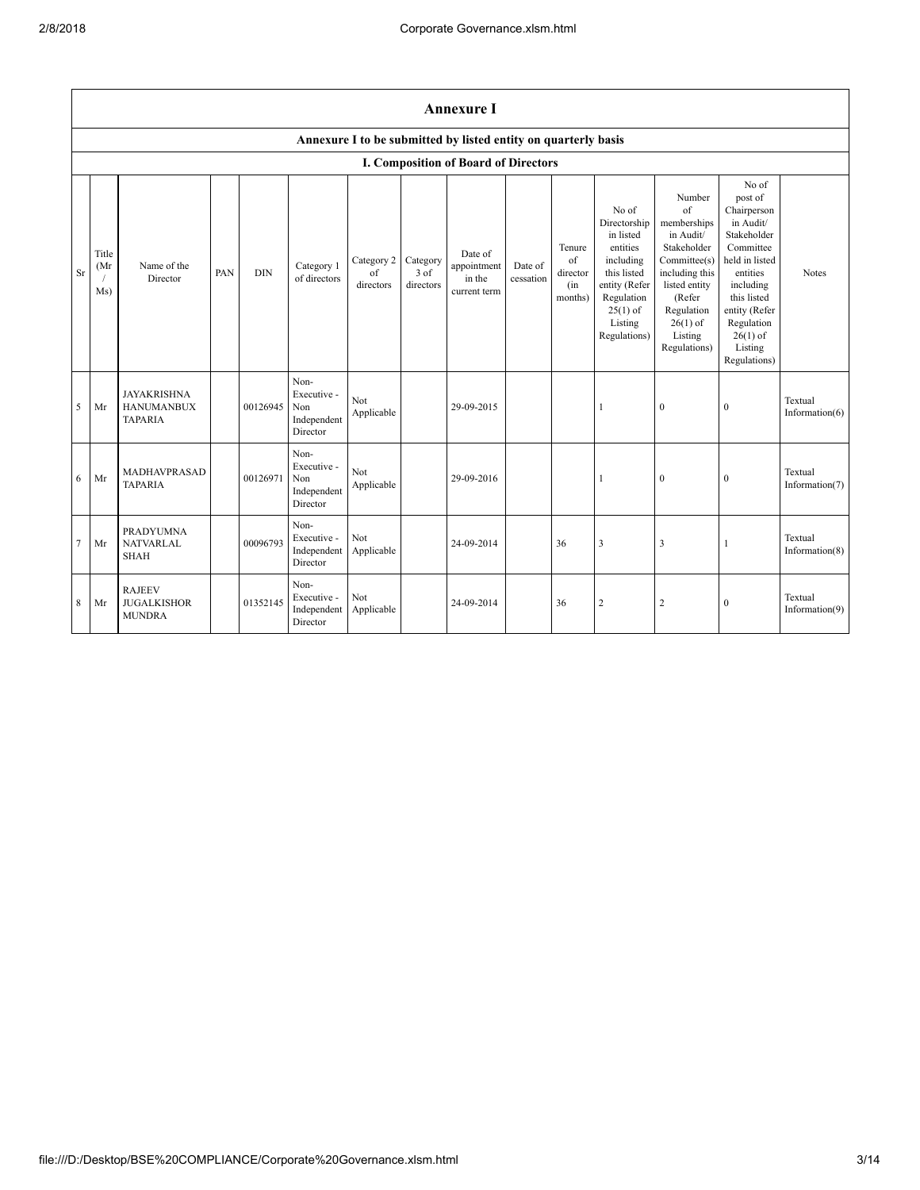## Annexure I

### Annexure I to be submitted by listed entity on quarterly basis

### I. Composition of Board of Directors

| Sr | Title (Mr / Ms) | Name of the Director | PAN | DIN | Category 1 of directors | Category 2 of directors | Category 3 of directors | Date of appointment in the current term | Date of cessation | Tenure of director (in months) | No of Directorship in listed entities including this listed entity (Refer Regulation 25(1) of Listing Regulations) | Number of memberships in Audit/ Stakeholder Committee(s) including this listed entity (Refer Regulation 26(1) of Listing Regulations) | No of post of Chairperson in Audit/ Stakeholder Committee held in listed entities including this listed entity (Refer Regulation 26(1) of Listing Regulations) | Notes |
|---|---|---|---|---|---|---|---|---|---|---|---|---|---|---|
| 5 | Mr | JAYAKRISHNA HANUMANBUX TAPARIA | | 00126945 | Non-Executive - Non Independent Director | Not Applicable | | 29-09-2015 | | | 1 | 0 | 0 | Textual Information(6) |
| 6 | Mr | MADHAVPRASAD TAPARIA | | 00126971 | Non-Executive - Non Independent Director | Not Applicable | | 29-09-2016 | | | 1 | 0 | 0 | Textual Information(7) |
| 7 | Mr | PRADYUMNA NATVARLAL SHAH | | 00096793 | Non-Executive - Independent Director | Not Applicable | | 24-09-2014 | | 36 | 3 | 3 | 1 | Textual Information(8) |
| 8 | Mr | RAJEEV JUGALKISHOR MUNDRA | | 01352145 | Non-Executive - Independent Director | Not Applicable | | 24-09-2014 | | 36 | 2 | 2 | 0 | Textual Information(9) |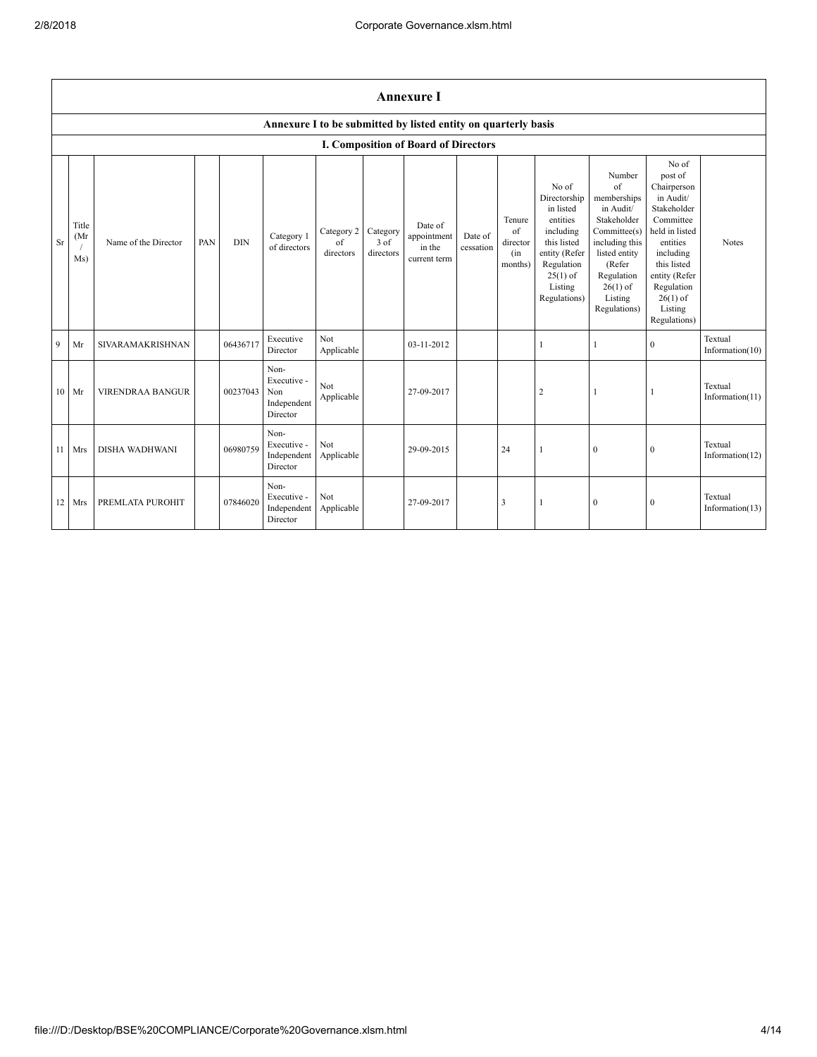# Annexure I

## Annexure I to be submitted by listed entity on quarterly basis

### I. Composition of Board of Directors

| Sr | Title (Mr / Ms) | Name of the Director | PAN | DIN | Category 1 of directors | Category 2 of directors | Category 3 of directors | Date of appointment in the current term | Date of cessation | Tenure of director (in months) | No of Directorship in listed entities including this listed entity (Refer Regulation 25(1) of Listing Regulations) | Number of memberships in Audit/ Stakeholder Committee(s) including this listed entity (Refer Regulation 26(1) of Listing Regulations) | No of post of Chairperson in Audit/ Stakeholder Committee held in listed entities including this listed entity (Refer Regulation 26(1) of Listing Regulations) | Notes |
|---|---|---|---|---|---|---|---|---|---|---|---|---|---|---|
| 9 | Mr | SIVARAMAKRISHNAN | | 06436717 | Executive Director | Not Applicable | | 03-11-2012 | | | 1 | 1 | 0 | Textual Information(10) |
| 10 | Mr | VIRENDRAA BANGUR | | 00237043 | Non-Executive - Non Independent Director | Not Applicable | | 27-09-2017 | | | 2 | 1 | 1 | Textual Information(11) |
| 11 | Mrs | DISHA WADHWANI | | 06980759 | Non-Executive - Independent Director | Not Applicable | | 29-09-2015 | | 24 | 1 | 0 | 0 | Textual Information(12) |
| 12 | Mrs | PREMLATA PUROHIT | | 07846020 | Non-Executive - Independent Director | Not Applicable | | 27-09-2017 | | 3 | 1 | 0 | 0 | Textual Information(13) |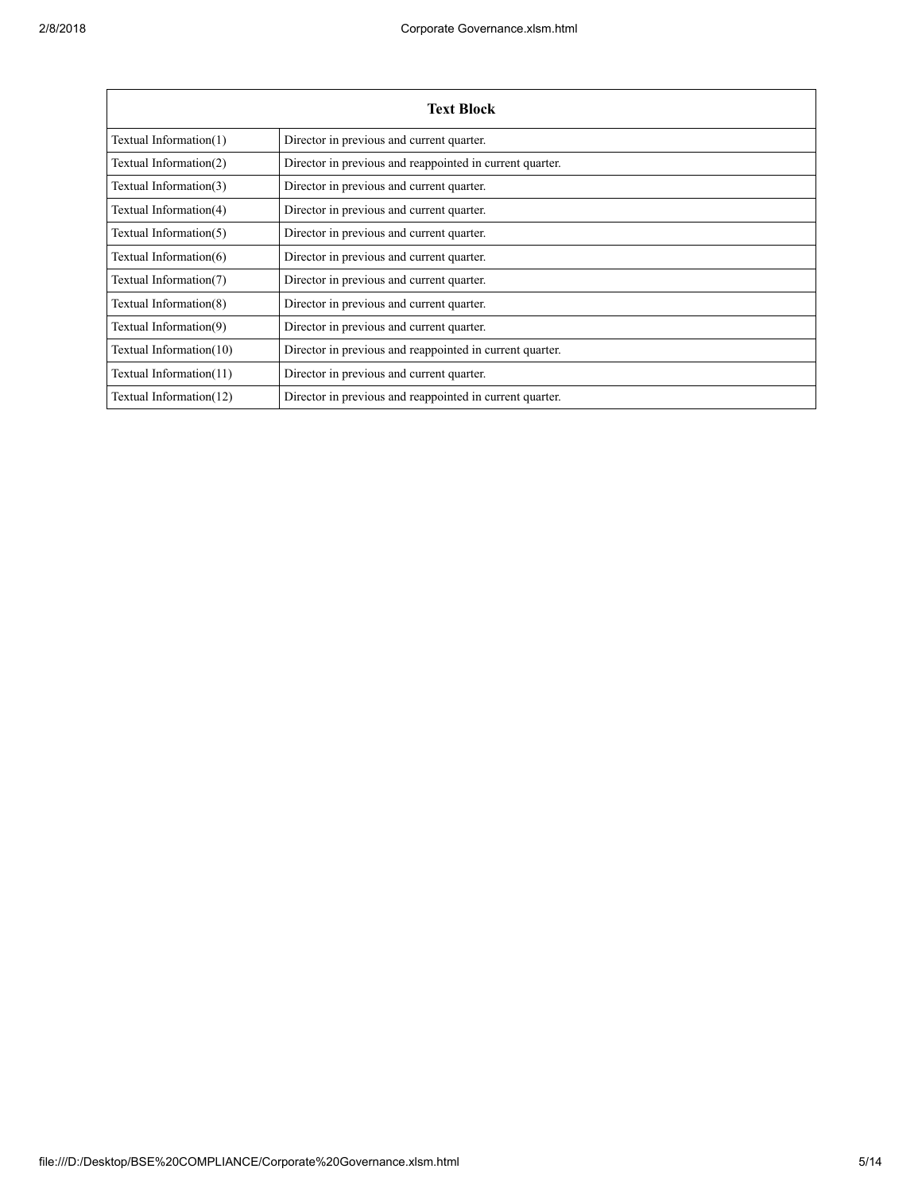| Text Block | |
|---|---|
| Textual Information(1) | Director in previous and current quarter. |
| Textual Information(2) | Director in previous and reappointed in current quarter. |
| Textual Information(3) | Director in previous and current quarter. |
| Textual Information(4) | Director in previous and current quarter. |
| Textual Information(5) | Director in previous and current quarter. |
| Textual Information(6) | Director in previous and current quarter. |
| Textual Information(7) | Director in previous and current quarter. |
| Textual Information(8) | Director in previous and current quarter. |
| Textual Information(9) | Director in previous and current quarter. |
| Textual Information(10) | Director in previous and reappointed in current quarter. |
| Textual Information(11) | Director in previous and current quarter. |
| Textual Information(12) | Director in previous and reappointed in current quarter. |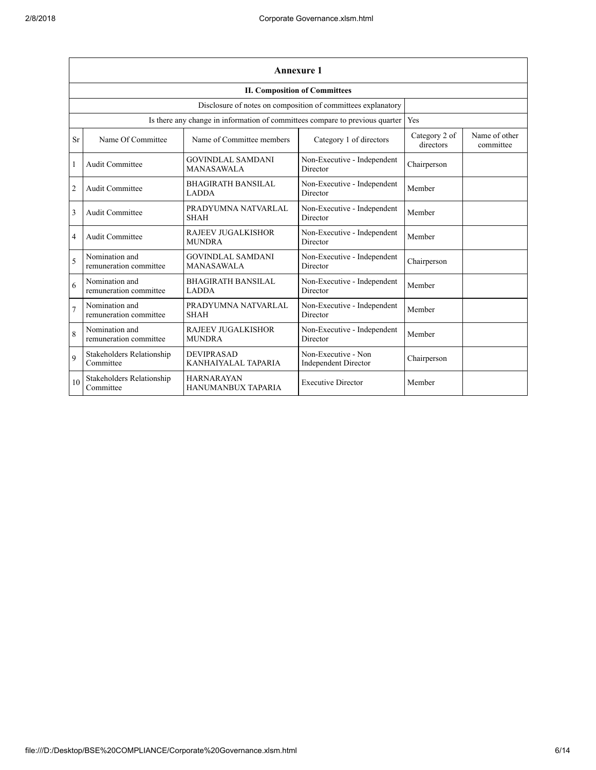## Annexure 1

### II. Composition of Committees

| Disclosure of notes on composition of committees explanatory | |
|---|---|
| Is there any change in information of committees compare to previous quarter | Yes |

| Sr | Name Of Committee | Name of Committee members | Category 1 of directors | Category 2 of directors | Name of other committee |
|---|---|---|---|---|---|
| 1 | Audit Committee | GOVINDLAL SAMDANI MANASAWALA | Non-Executive - Independent Director | Chairperson | |
| 2 | Audit Committee | BHAGIRATH BANSILAL LADDA | Non-Executive - Independent Director | Member | |
| 3 | Audit Committee | PRADYUMNA NATVARLAL SHAH | Non-Executive - Independent Director | Member | |
| 4 | Audit Committee | RAJEEV JUGALKISHOR MUNDRA | Non-Executive - Independent Director | Member | |
| 5 | Nomination and remuneration committee | GOVINDLAL SAMDANI MANASAWALA | Non-Executive - Independent Director | Chairperson | |
| 6 | Nomination and remuneration committee | BHAGIRATH BANSILAL LADDA | Non-Executive - Independent Director | Member | |
| 7 | Nomination and remuneration committee | PRADYUMNA NATVARLAL SHAH | Non-Executive - Independent Director | Member | |
| 8 | Nomination and remuneration committee | RAJEEV JUGALKISHOR MUNDRA | Non-Executive - Independent Director | Member | |
| 9 | Stakeholders Relationship Committee | DEVIPRASAD KANHAIYALAL TAPARIA | Non-Executive - Non Independent Director | Chairperson | |
| 10 | Stakeholders Relationship Committee | HARNARAYAN HANUMANBUX TAPARIA | Executive Director | Member | |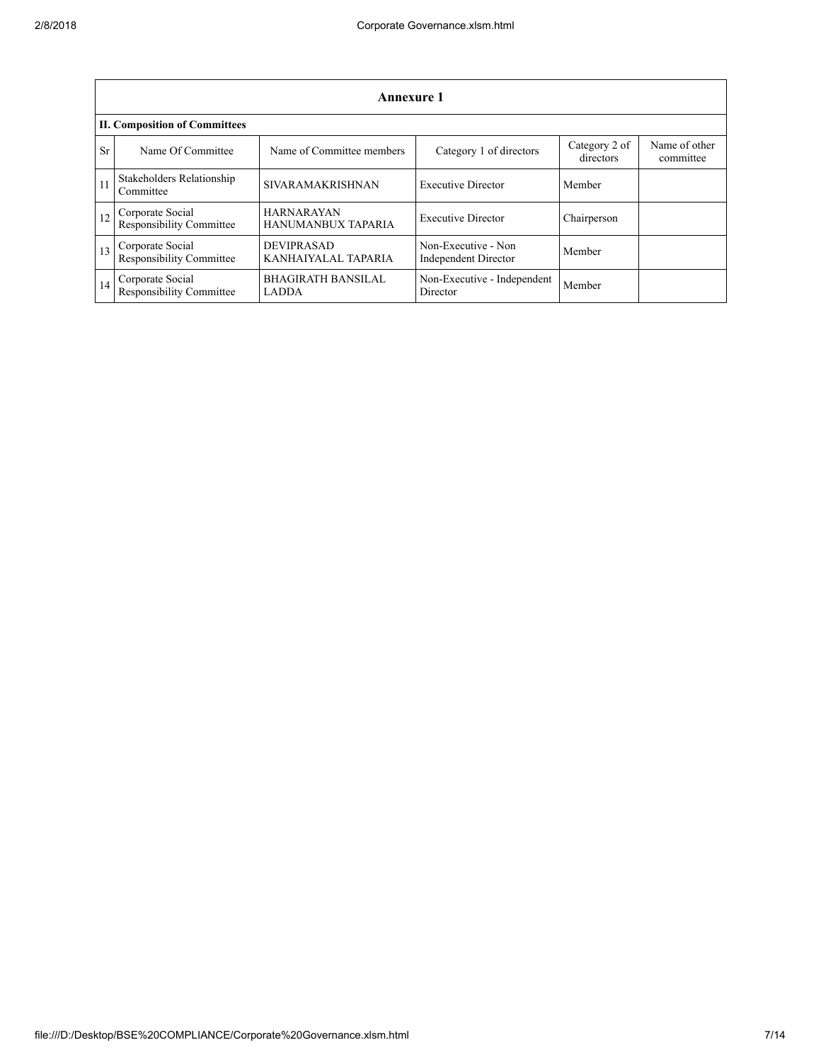| Annexure 1 | | | | | |
|---|---|---|---|---|---|
| **II. Composition of Committees** | | | | | |
| Sr | Name Of Committee | Name of Committee members | Category 1 of directors | Category 2 of directors | Name of other committee |
| 11 | Stakeholders Relationship Committee | SIVARAMAKRISHNAN | Executive Director | Member | |
| 12 | Corporate Social Responsibility Committee | HARNARAYAN HANUMANBUX TAPARIA | Executive Director | Chairperson | |
| 13 | Corporate Social Responsibility Committee | DEVIPRASAD KANHAIYALAL TAPARIA | Non-Executive - Non Independent Director | Member | |
| 14 | Corporate Social Responsibility Committee | BHAGIRATH BANSILAL LADDA | Non-Executive - Independent Director | Member | |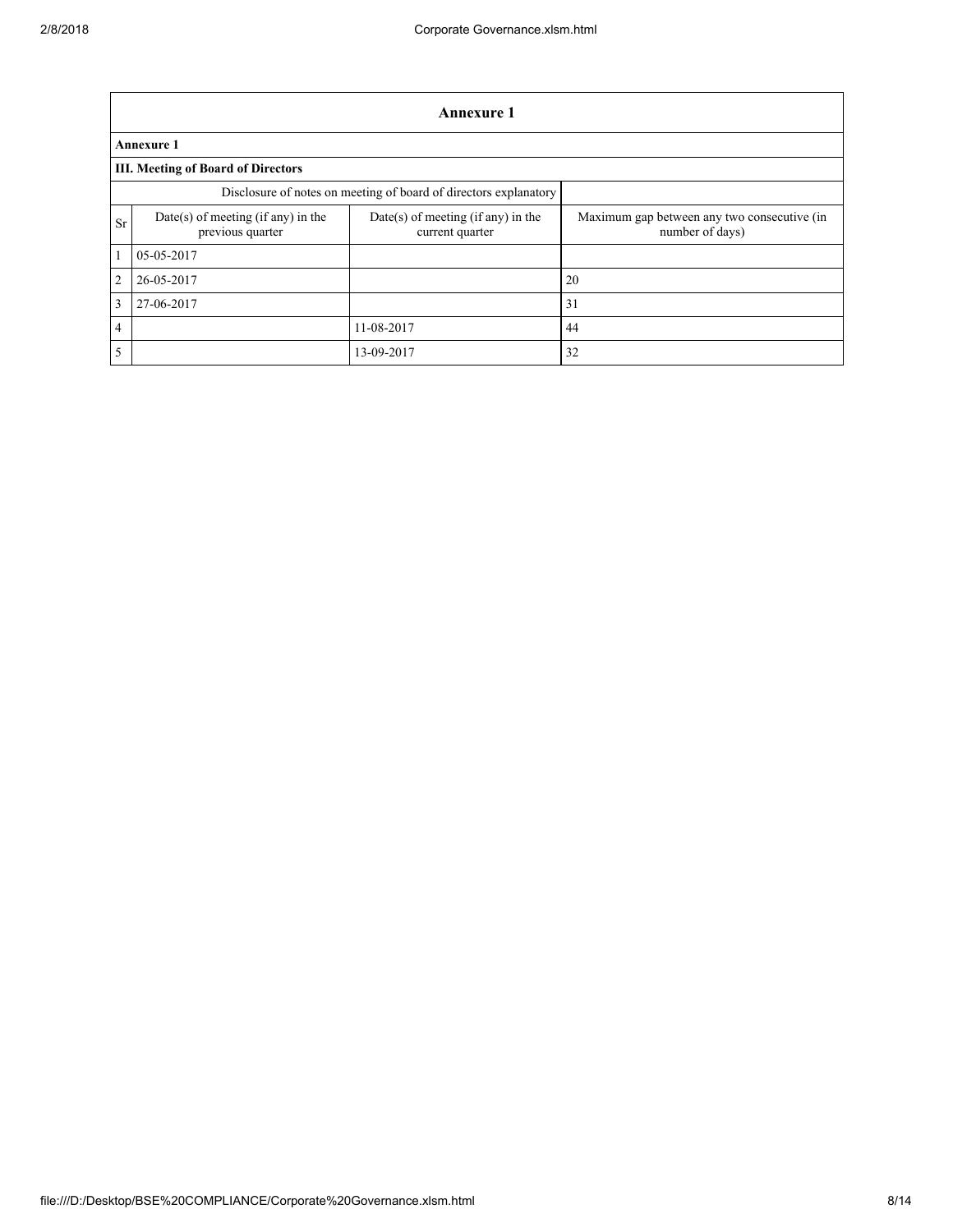| Annexure 1 | | | |
|---|---|---|---|
| **Annexure 1** | | | |
| **III. Meeting of Board of Directors** | | | |
| Disclosure of notes on meeting of board of directors explanatory | | | |
| Sr | Date(s) of meeting (if any) in the previous quarter | Date(s) of meeting (if any) in the current quarter | Maximum gap between any two consecutive (in number of days) |
| 1 | 05-05-2017 | | |
| 2 | 26-05-2017 | | 20 |
| 3 | 27-06-2017 | | 31 |
| 4 | | 11-08-2017 | 44 |
| 5 | | 13-09-2017 | 32 |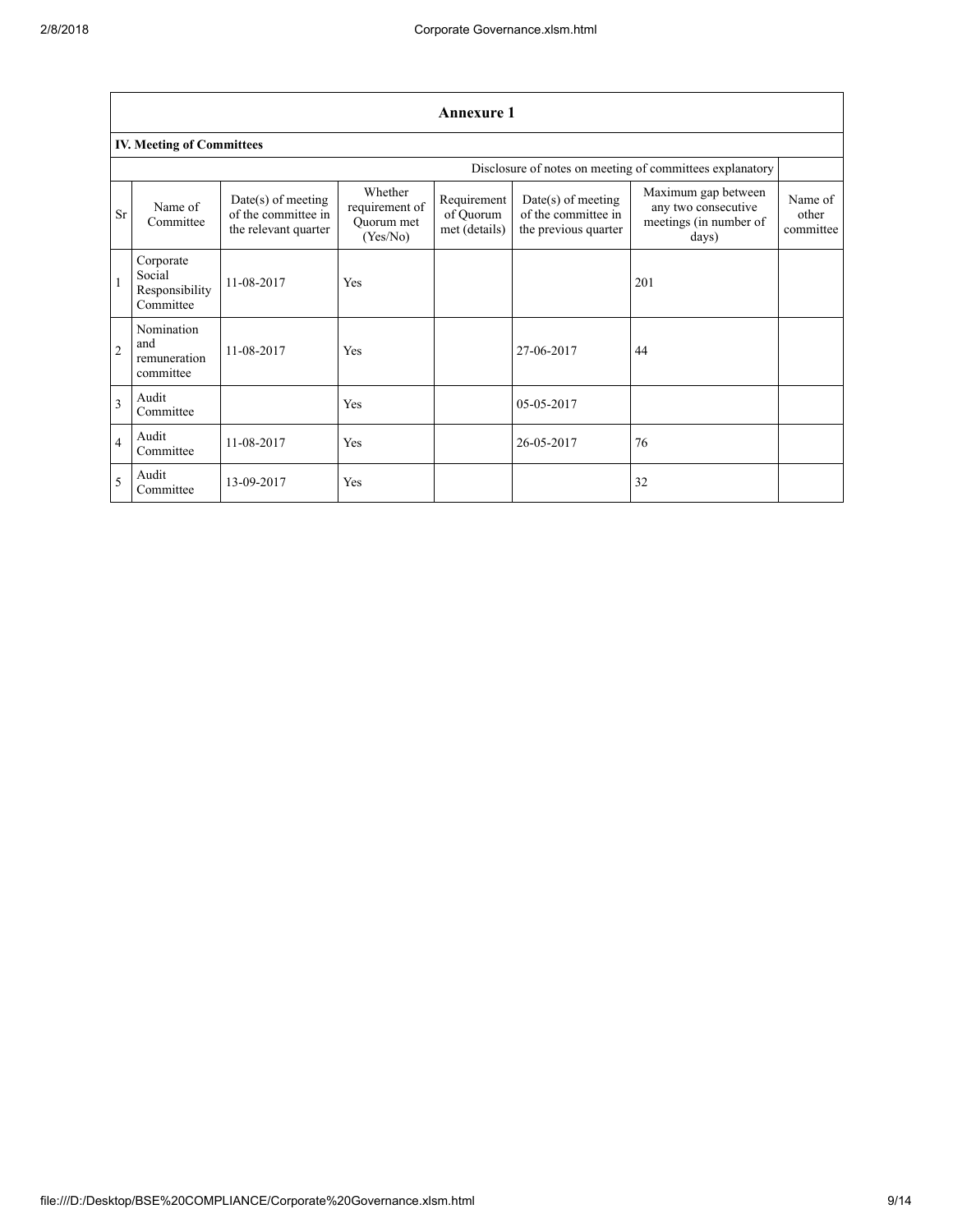## Annexure 1

### IV. Meeting of Committees

| Disclosure of notes on meeting of committees explanatory | | | | | | | |
|---|---|---|---|---|---|---|---|
| Sr | Name of Committee | Date(s) of meeting of the committee in the relevant quarter | Whether requirement of Quorum met (Yes/No) | Requirement of Quorum met (details) | Date(s) of meeting of the committee in the previous quarter | Maximum gap between any two consecutive meetings (in number of days) | Name of other committee |
| 1 | Corporate Social Responsibility Committee | 11-08-2017 | Yes | | | 201 | |
| 2 | Nomination and remuneration committee | 11-08-2017 | Yes | | 27-06-2017 | 44 | |
| 3 | Audit Committee | | Yes | | 05-05-2017 | | |
| 4 | Audit Committee | 11-08-2017 | Yes | | 26-05-2017 | 76 | |
| 5 | Audit Committee | 13-09-2017 | Yes | | | 32 | |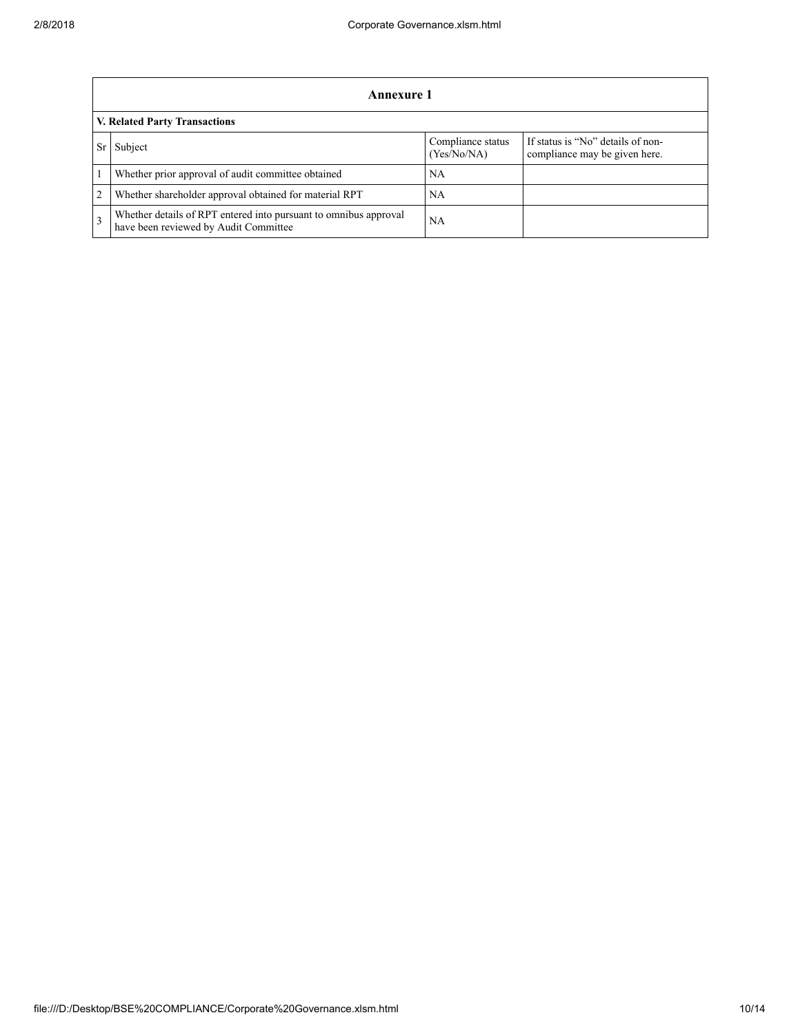## Annexure 1

### V. Related Party Transactions

| Sr | Subject | Compliance status (Yes/No/NA) | If status is "No" details of non-compliance may be given here. |
|---|---|---|---|
| 1 | Whether prior approval of audit committee obtained | NA | |
| 2 | Whether shareholder approval obtained for material RPT | NA | |
| 3 | Whether details of RPT entered into pursuant to omnibus approval have been reviewed by Audit Committee | NA | |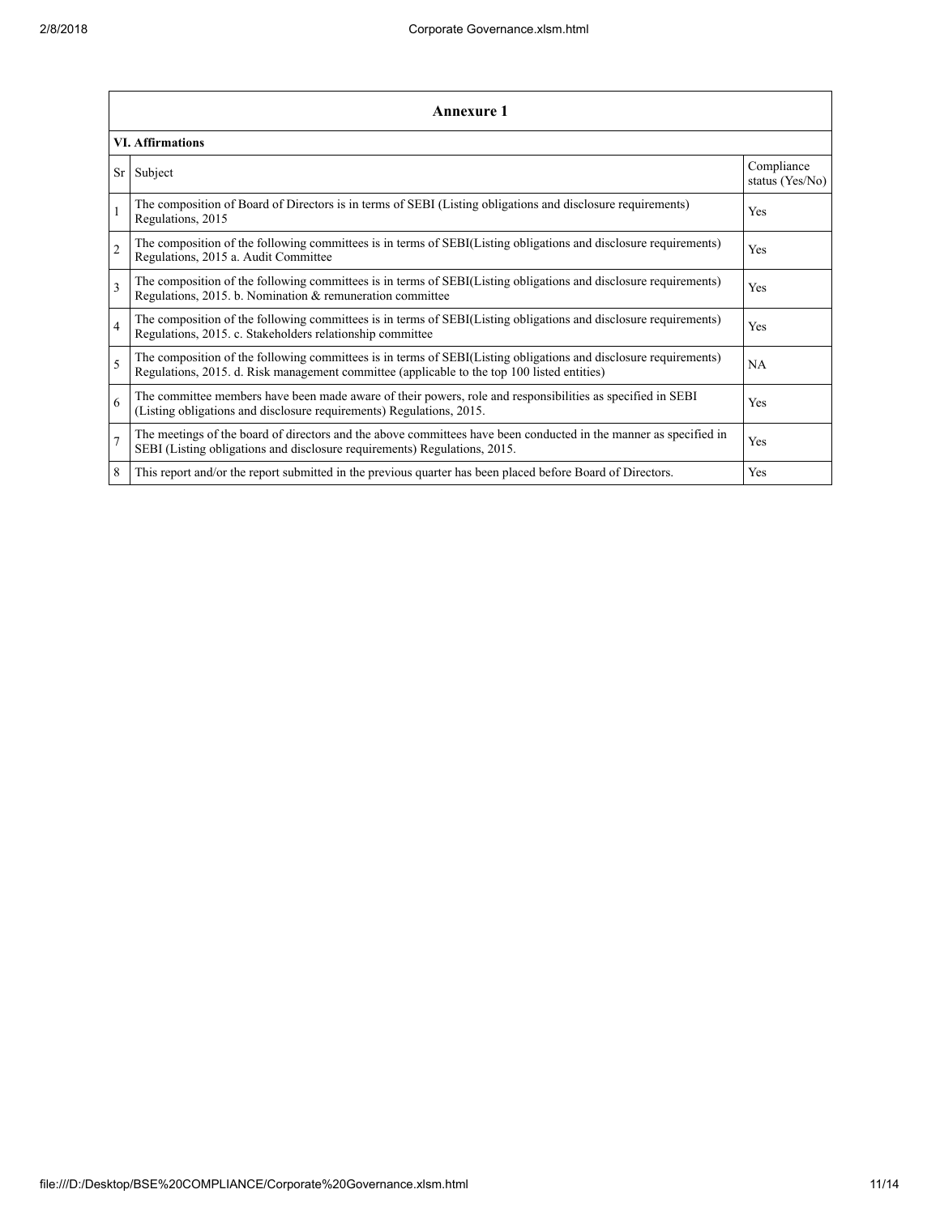| **Annexure 1** | | |
|---|---|---|
| **VI. Affirmations** | | |
| Sr | Subject | Compliance status (Yes/No) |
| 1 | The composition of Board of Directors is in terms of SEBI (Listing obligations and disclosure requirements) Regulations, 2015 | Yes |
| 2 | The composition of the following committees is in terms of SEBI(Listing obligations and disclosure requirements) Regulations, 2015 a. Audit Committee | Yes |
| 3 | The composition of the following committees is in terms of SEBI(Listing obligations and disclosure requirements) Regulations, 2015. b. Nomination & remuneration committee | Yes |
| 4 | The composition of the following committees is in terms of SEBI(Listing obligations and disclosure requirements) Regulations, 2015. c. Stakeholders relationship committee | Yes |
| 5 | The composition of the following committees is in terms of SEBI(Listing obligations and disclosure requirements) Regulations, 2015. d. Risk management committee (applicable to the top 100 listed entities) | NA |
| 6 | The committee members have been made aware of their powers, role and responsibilities as specified in SEBI (Listing obligations and disclosure requirements) Regulations, 2015. | Yes |
| 7 | The meetings of the board of directors and the above committees have been conducted in the manner as specified in SEBI (Listing obligations and disclosure requirements) Regulations, 2015. | Yes |
| 8 | This report and/or the report submitted in the previous quarter has been placed before Board of Directors. | Yes |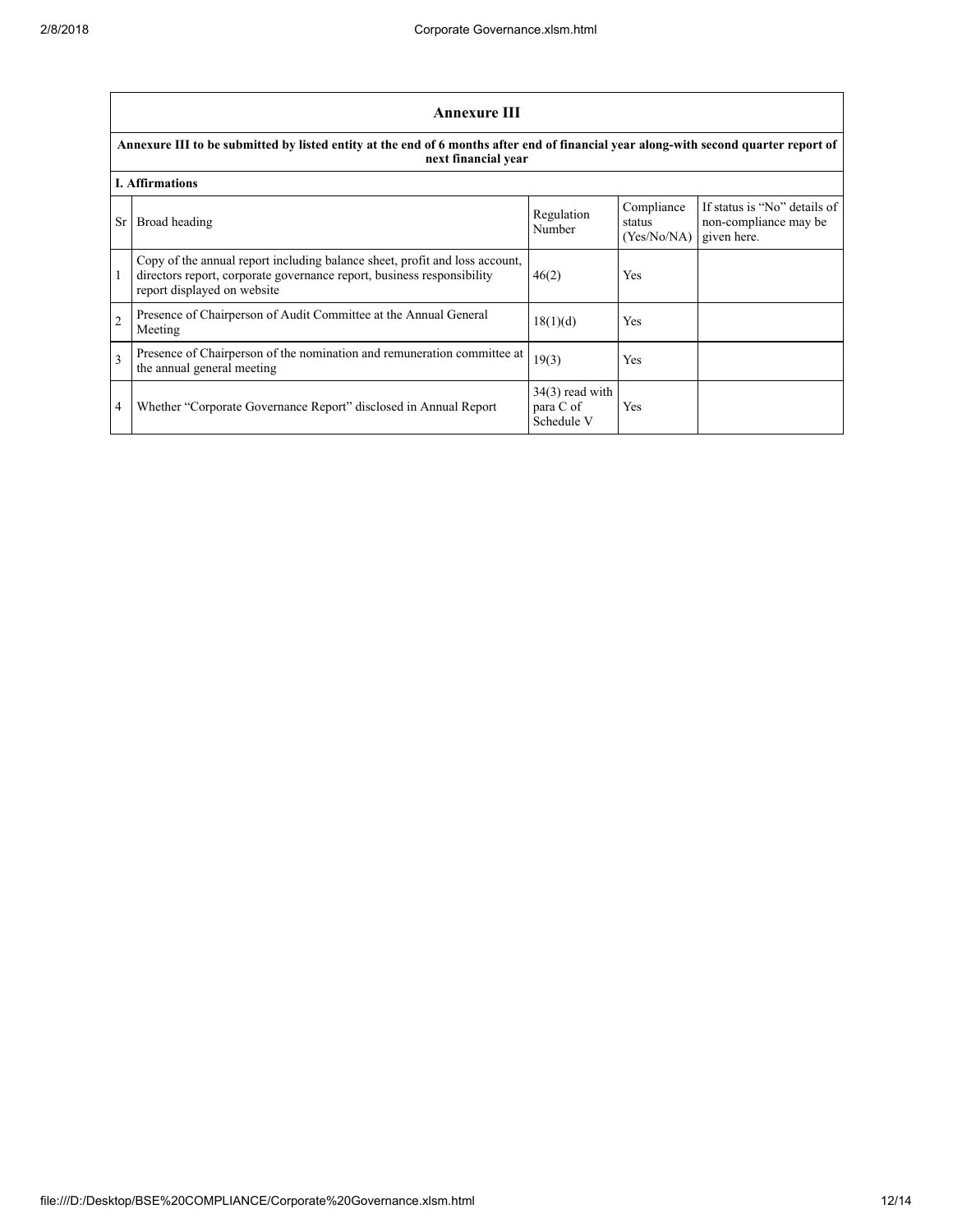## Annexure III

**Annexure III to be submitted by listed entity at the end of 6 months after end of financial year along-with second quarter report of next financial year**

**I. Affirmations**

| Sr | Broad heading | Regulation Number | Compliance status (Yes/No/NA) | If status is "No" details of non-compliance may be given here. |
|---|---|---|---|---|
| 1 | Copy of the annual report including balance sheet, profit and loss account, directors report, corporate governance report, business responsibility report displayed on website | 46(2) | Yes | |
| 2 | Presence of Chairperson of Audit Committee at the Annual General Meeting | 18(1)(d) | Yes | |
| 3 | Presence of Chairperson of the nomination and remuneration committee at the annual general meeting | 19(3) | Yes | |
| 4 | Whether "Corporate Governance Report" disclosed in Annual Report | 34(3) read with para C of Schedule V | Yes | |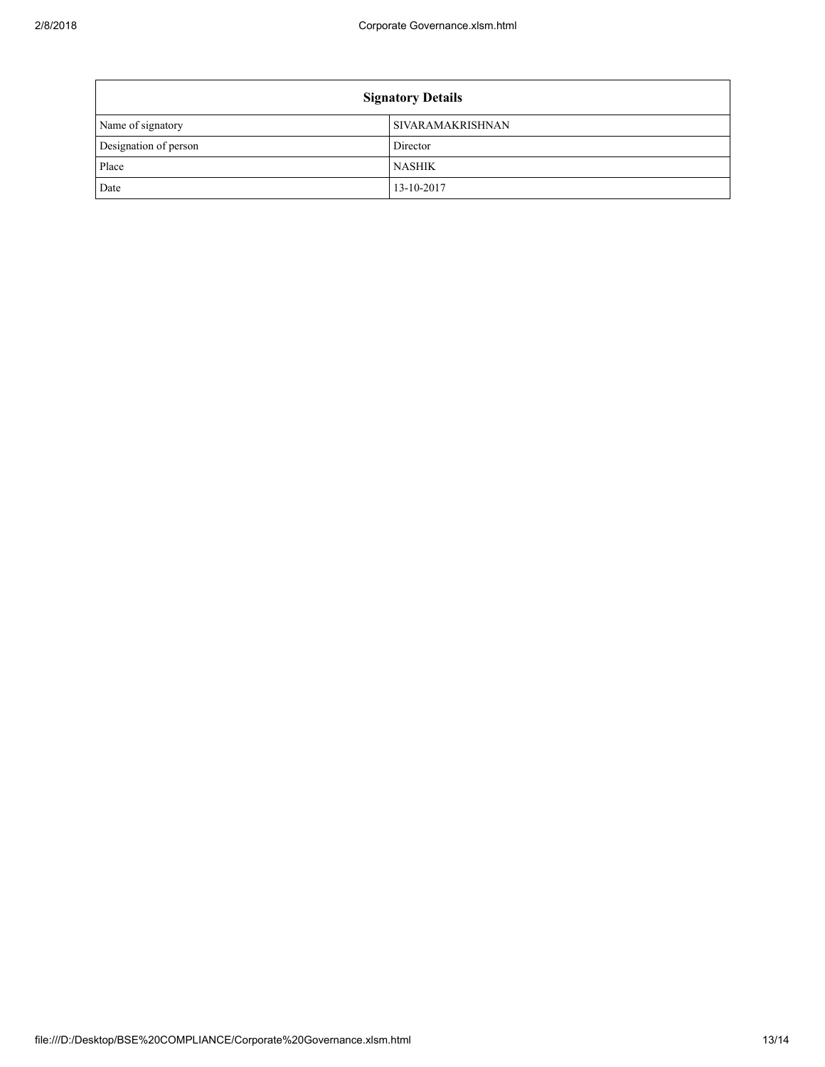| Signatory Details | |
|---|---|
| Name of signatory | SIVARAMAKRISHNAN |
| Designation of person | Director |
| Place | NASHIK |
| Date | 13-10-2017 |